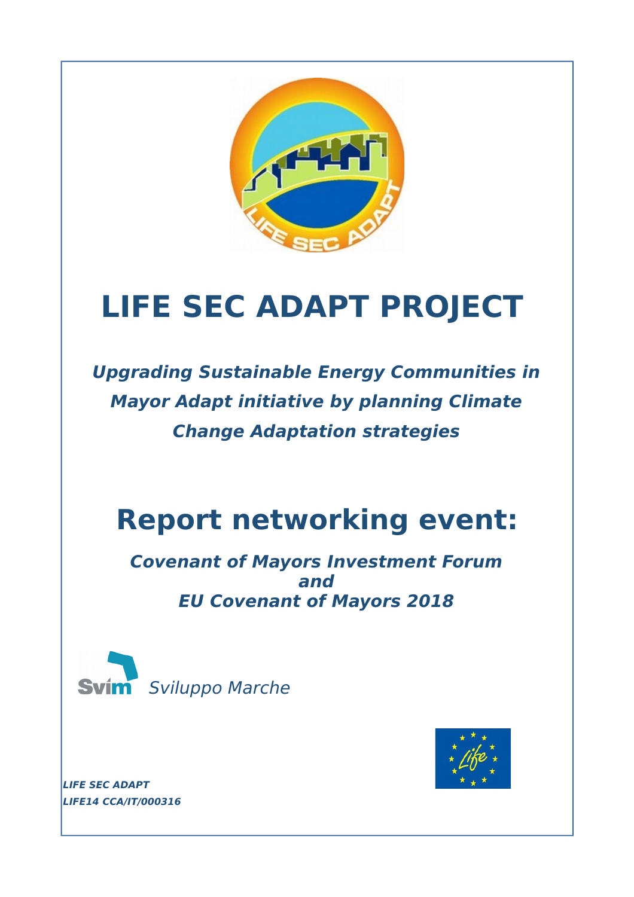# LIFE SEC ADAPT PROJECT

***Upgrading Sustainable Energy Communities in Mayor Adapt initiative by planning Climate Change Adaptation strategies***

# Report networking event:

***Covenant of Mayors Investment Forum and EU Covenant of Mayors 2018***

Svim *Sviluppo Marche*

***LIFE SEC ADAPT***
***LIFE14 CCA/IT/000316***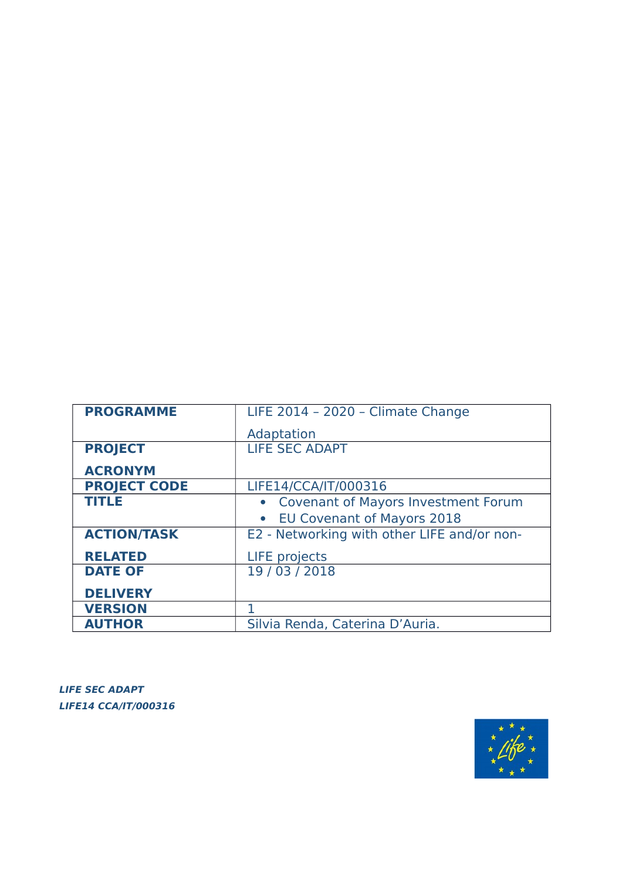| PROGRAMME | LIFE 2014 – 2020 – Climate Change Adaptation |
|---|---|
| PROJECT ACRONYM | LIFE SEC ADAPT |
| PROJECT CODE | LIFE14/CCA/IT/000316 |
| TITLE | • Covenant of Mayors Investment Forum<br>• EU Covenant of Mayors 2018 |
| ACTION/TASK RELATED | E2 - Networking with other LIFE and/or non-LIFE projects |
| DATE OF DELIVERY | 19 / 03 / 2018 |
| VERSION | 1 |
| AUTHOR | Silvia Renda, Caterina D’Auria. |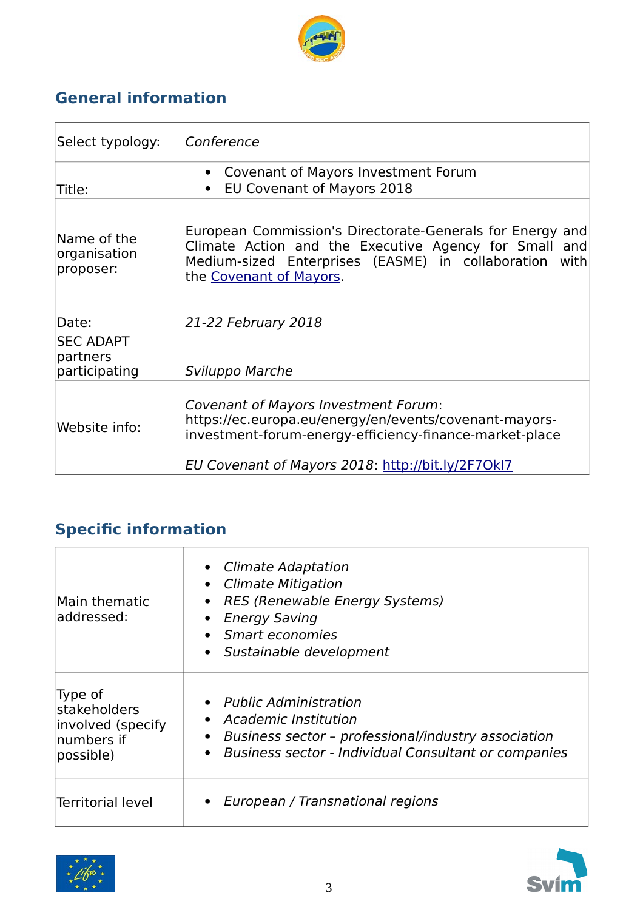## General information

| Select typology: | *Conference* |
|---|---|
| Title: | • Covenant of Mayors Investment Forum<br>• EU Covenant of Mayors 2018 |
| Name of the organisation proposer: | European Commission's Directorate-Generals for Energy and Climate Action and the Executive Agency for Small and Medium-sized Enterprises (EASME) in collaboration with the [Covenant of Mayors](). |
| Date: | *21-22 February 2018* |
| SEC ADAPT partners participating | *Sviluppo Marche* |
| Website info: | *Covenant of Mayors Investment Forum*: https://ec.europa.eu/energy/en/events/covenant-mayors-investment-forum-energy-efficiency-finance-market-place<br><br>*EU Covenant of Mayors 2018*: http://bit.ly/2F7OkI7 |

## Specific information

| Main thematic addressed: | • *Climate Adaptation*<br>• *Climate Mitigation*<br>• *RES (Renewable Energy Systems)*<br>• *Energy Saving*<br>• *Smart economies*<br>• *Sustainable development* |
|---|---|
| Type of stakeholders involved (specify numbers if possible) | • *Public Administration*<br>• *Academic Institution*<br>• *Business sector – professional/industry association*<br>• *Business sector - Individual Consultant or companies* |
| Territorial level | • *European / Transnational regions* |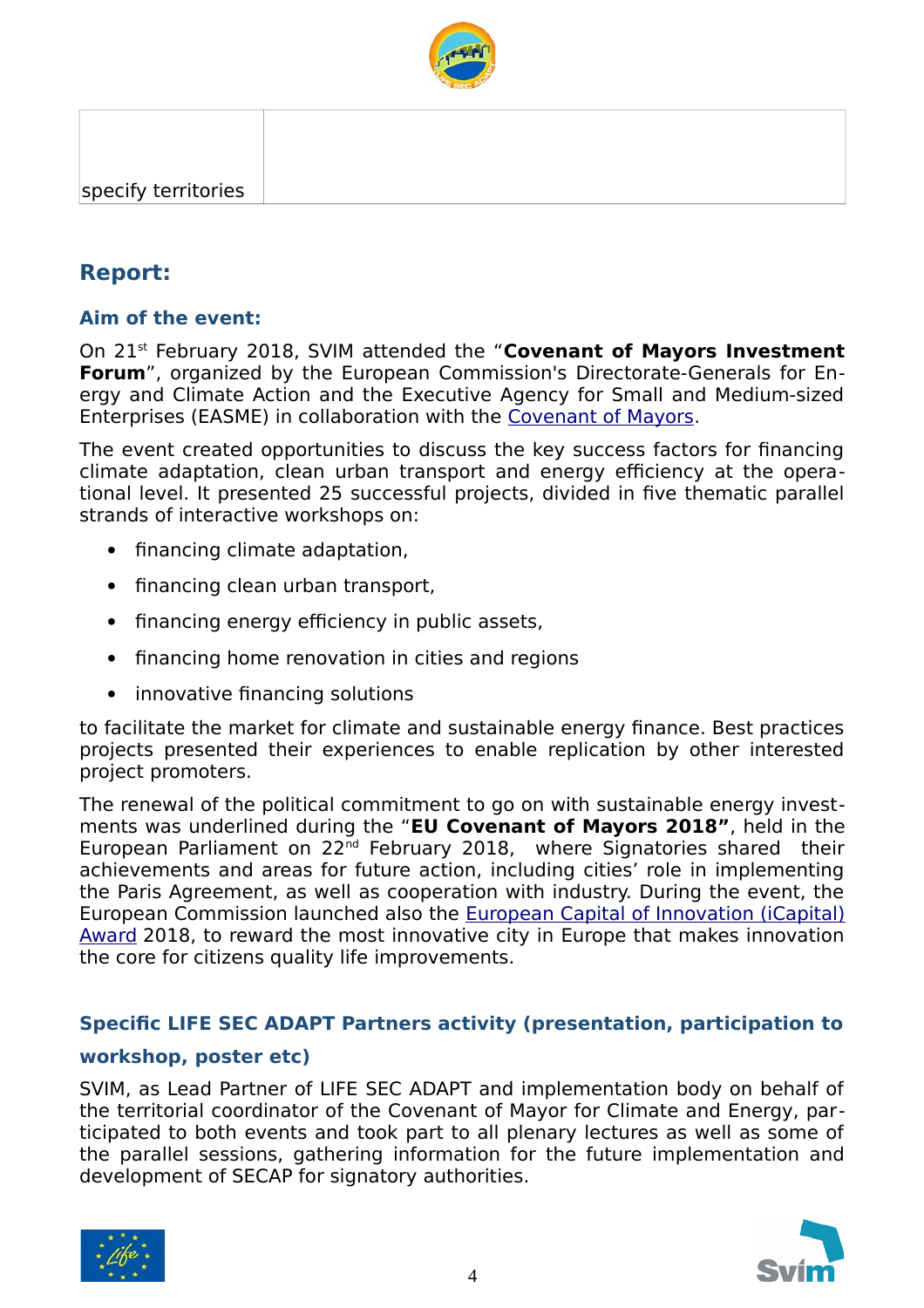| specify territories | |
|---|---|

## Report:

### Aim of the event:

On 21st February 2018, SVIM attended the "**Covenant of Mayors Investment Forum**", organized by the European Commission's Directorate-Generals for Energy and Climate Action and the Executive Agency for Small and Medium-sized Enterprises (EASME) in collaboration with the Covenant of Mayors.

The event created opportunities to discuss the key success factors for financing climate adaptation, clean urban transport and energy efficiency at the operational level. It presented 25 successful projects, divided in five thematic parallel strands of interactive workshops on:

- financing climate adaptation,
- financing clean urban transport,
- financing energy efficiency in public assets,
- financing home renovation in cities and regions
- innovative financing solutions

to facilitate the market for climate and sustainable energy finance. Best practices projects presented their experiences to enable replication by other interested project promoters.

The renewal of the political commitment to go on with sustainable energy investments was underlined during the "**EU Covenant of Mayors 2018"**, held in the European Parliament on 22nd February 2018, where Signatories shared their achievements and areas for future action, including cities' role in implementing the Paris Agreement, as well as cooperation with industry. During the event, the European Commission launched also the European Capital of Innovation (iCapital) Award 2018, to reward the most innovative city in Europe that makes innovation the core for citizens quality life improvements.

### Specific LIFE SEC ADAPT Partners activity (presentation, participation to workshop, poster etc)

SVIM, as Lead Partner of LIFE SEC ADAPT and implementation body on behalf of the territorial coordinator of the Covenant of Mayor for Climate and Energy, participated to both events and took part to all plenary lectures as well as some of the parallel sessions, gathering information for the future implementation and development of SECAP for signatory authorities.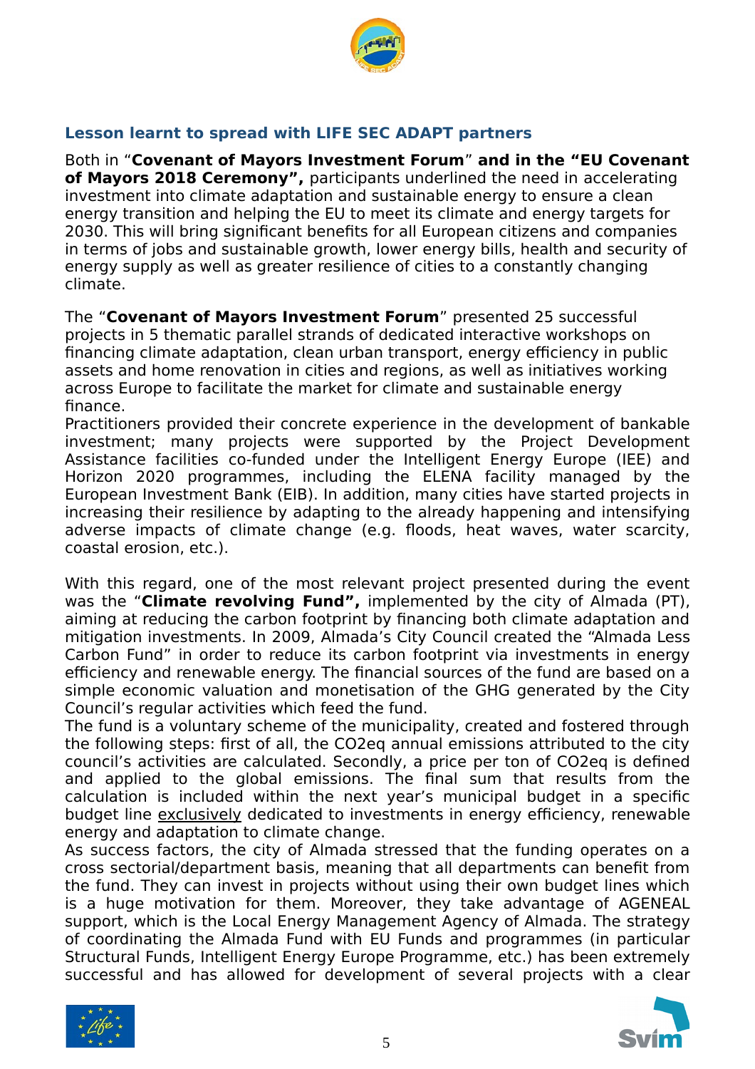## Lesson learnt to spread with LIFE SEC ADAPT partners

Both in "**Covenant of Mayors Investment Forum**" **and in the "EU Covenant of Mayors 2018 Ceremony",** participants underlined the need in accelerating investment into climate adaptation and sustainable energy to ensure a clean energy transition and helping the EU to meet its climate and energy targets for 2030. This will bring significant benefits for all European citizens and companies in terms of jobs and sustainable growth, lower energy bills, health and security of energy supply as well as greater resilience of cities to a constantly changing climate.

The "**Covenant of Mayors Investment Forum**" presented 25 successful projects in 5 thematic parallel strands of dedicated interactive workshops on financing climate adaptation, clean urban transport, energy efficiency in public assets and home renovation in cities and regions, as well as initiatives working across Europe to facilitate the market for climate and sustainable energy finance.
Practitioners provided their concrete experience in the development of bankable investment; many projects were supported by the Project Development Assistance facilities co-funded under the Intelligent Energy Europe (IEE) and Horizon 2020 programmes, including the ELENA facility managed by the European Investment Bank (EIB). In addition, many cities have started projects in increasing their resilience by adapting to the already happening and intensifying adverse impacts of climate change (e.g. floods, heat waves, water scarcity, coastal erosion, etc.).

With this regard, one of the most relevant project presented during the event was the "**Climate revolving Fund",** implemented by the city of Almada (PT), aiming at reducing the carbon footprint by financing both climate adaptation and mitigation investments. In 2009, Almada's City Council created the "Almada Less Carbon Fund" in order to reduce its carbon footprint via investments in energy efficiency and renewable energy. The financial sources of the fund are based on a simple economic valuation and monetisation of the GHG generated by the City Council's regular activities which feed the fund.
The fund is a voluntary scheme of the municipality, created and fostered through the following steps: first of all, the CO2eq annual emissions attributed to the city council's activities are calculated. Secondly, a price per ton of CO2eq is defined and applied to the global emissions. The final sum that results from the calculation is included within the next year's municipal budget in a specific budget line exclusively dedicated to investments in energy efficiency, renewable energy and adaptation to climate change.
As success factors, the city of Almada stressed that the funding operates on a cross sectorial/department basis, meaning that all departments can benefit from the fund. They can invest in projects without using their own budget lines which is a huge motivation for them. Moreover, they take advantage of AGENEAL support, which is the Local Energy Management Agency of Almada. The strategy of coordinating the Almada Fund with EU Funds and programmes (in particular Structural Funds, Intelligent Energy Europe Programme, etc.) has been extremely successful and has allowed for development of several projects with a clear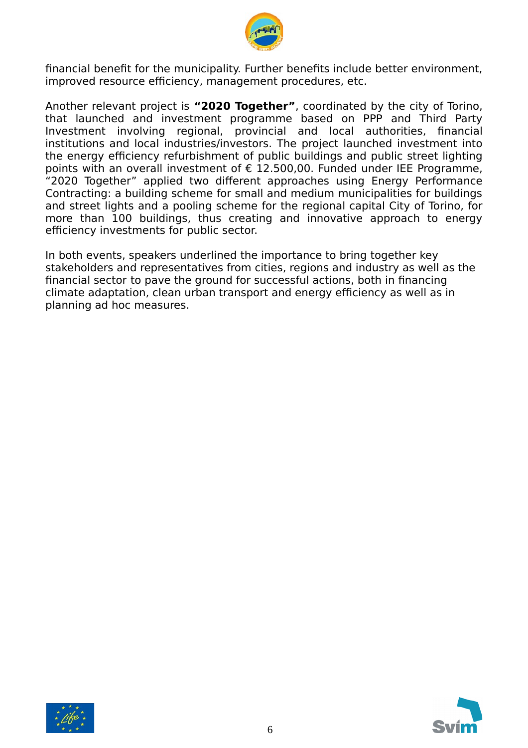financial benefit for the municipality. Further benefits include better environment, improved resource efficiency, management procedures, etc.

Another relevant project is **"2020 Together"**, coordinated by the city of Torino, that launched and investment programme based on PPP and Third Party Investment involving regional, provincial and local authorities, financial institutions and local industries/investors. The project launched investment into the energy efficiency refurbishment of public buildings and public street lighting points with an overall investment of € 12.500,00. Funded under IEE Programme, "2020 Together" applied two different approaches using Energy Performance Contracting: a building scheme for small and medium municipalities for buildings and street lights and a pooling scheme for the regional capital City of Torino, for more than 100 buildings, thus creating and innovative approach to energy efficiency investments for public sector.

In both events, speakers underlined the importance to bring together key stakeholders and representatives from cities, regions and industry as well as the financial sector to pave the ground for successful actions, both in financing climate adaptation, clean urban transport and energy efficiency as well as in planning ad hoc measures.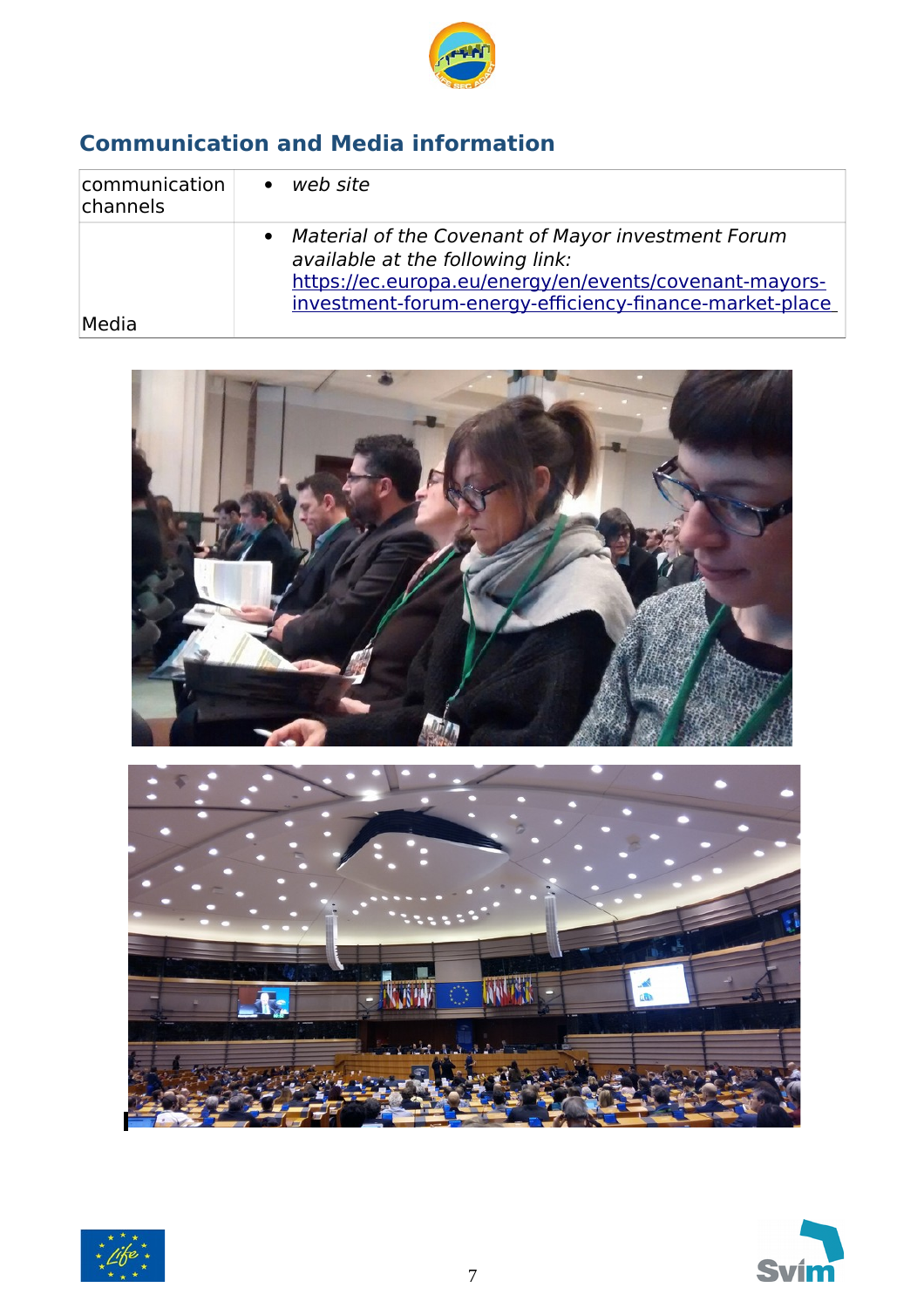## Communication and Media information

| | |
|---|---|
| communication channels | • *web site* |
| Media | • *Material of the Covenant of Mayor investment Forum available at the following link:* https://ec.europa.eu/energy/en/events/covenant-mayors-investment-forum-energy-efficiency-finance-market-place |